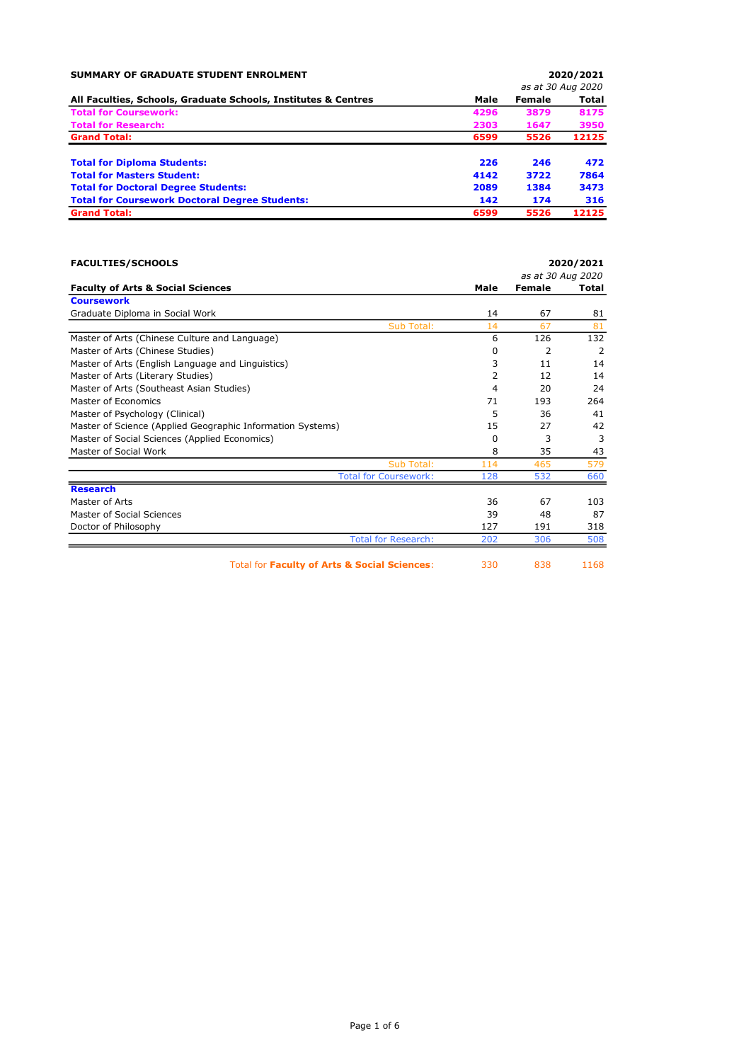**SUMMARY OF GRADUATE STUDENT ENROLMENT** — **2020/2021**, *as at 30 Aug 2020*

| All Faculties, Schools, Graduate Schools, Institutes & Centres | Male | Female | Total |
|---|---|---|---|
| **Total for Coursework:** | **4296** | **3879** | **8175** |
| **Total for Research:** | **2303** | **1647** | **3950** |
| **Grand Total:** | **6599** | **5526** | **12125** |
| | | | |
| **Total for Diploma Students:** | **226** | **246** | **472** |
| **Total for Masters Student:** | **4142** | **3722** | **7864** |
| **Total for Doctoral Degree Students:** | **2089** | **1384** | **3473** |
| **Total for Coursework Doctoral Degree Students:** | **142** | **174** | **316** |
| **Grand Total:** | **6599** | **5526** | **12125** |

**FACULTIES/SCHOOLS** — **2020/2021**, *as at 30 Aug 2020*

| Faculty of Arts & Social Sciences | Male | Female | Total |
|---|---|---|---|
| **Coursework** | | | |
| Graduate Diploma in Social Work | 14 | 67 | 81 |
| Sub Total: | 14 | 67 | 81 |
| Master of Arts (Chinese Culture and Language) | 6 | 126 | 132 |
| Master of Arts (Chinese Studies) | 0 | 2 | 2 |
| Master of Arts (English Language and Linguistics) | 3 | 11 | 14 |
| Master of Arts (Literary Studies) | 2 | 12 | 14 |
| Master of Arts (Southeast Asian Studies) | 4 | 20 | 24 |
| Master of Economics | 71 | 193 | 264 |
| Master of Psychology (Clinical) | 5 | 36 | 41 |
| Master of Science (Applied Geographic Information Systems) | 15 | 27 | 42 |
| Master of Social Sciences (Applied Economics) | 0 | 3 | 3 |
| Master of Social Work | 8 | 35 | 43 |
| Sub Total: | 114 | 465 | 579 |
| Total for Coursework: | 128 | 532 | 660 |
| **Research** | | | |
| Master of Arts | 36 | 67 | 103 |
| Master of Social Sciences | 39 | 48 | 87 |
| Doctor of Philosophy | 127 | 191 | 318 |
| Total for Research: | 202 | 306 | 508 |
| | | | |
| Total for **Faculty of Arts & Social Sciences**: | 330 | 838 | 1168 |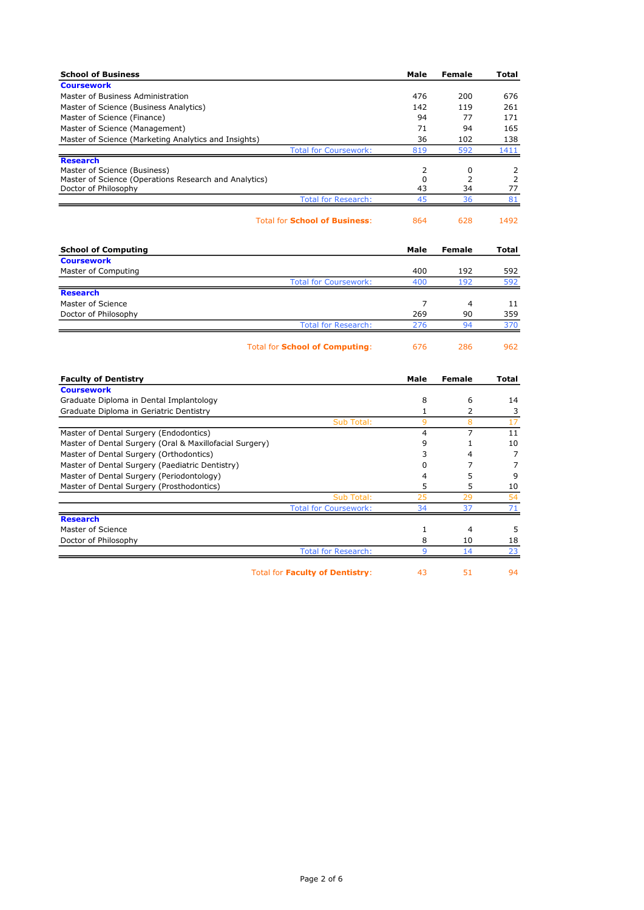| School of Business | Male | Female | Total |
|---|---|---|---|
| **Coursework** | | | |
| Master of Business Administration | 476 | 200 | 676 |
| Master of Science (Business Analytics) | 142 | 119 | 261 |
| Master of Science (Finance) | 94 | 77 | 171 |
| Master of Science (Management) | 71 | 94 | 165 |
| Master of Science (Marketing Analytics and Insights) | 36 | 102 | 138 |
| Total for Coursework: | 819 | 592 | 1411 |
| **Research** | | | |
| Master of Science (Business) | 2 | 0 | 2 |
| Master of Science (Operations Research and Analytics) | 0 | 2 | 2 |
| Doctor of Philosophy | 43 | 34 | 77 |
| Total for Research: | 45 | 36 | 81 |
| Total for **School of Business**: | 864 | 628 | 1492 |

| School of Computing | Male | Female | Total |
|---|---|---|---|
| **Coursework** | | | |
| Master of Computing | 400 | 192 | 592 |
| Total for Coursework: | 400 | 192 | 592 |
| **Research** | | | |
| Master of Science | 7 | 4 | 11 |
| Doctor of Philosophy | 269 | 90 | 359 |
| Total for Research: | 276 | 94 | 370 |
| Total for **School of Computing**: | 676 | 286 | 962 |

| Faculty of Dentistry | Male | Female | Total |
|---|---|---|---|
| **Coursework** | | | |
| Graduate Diploma in Dental Implantology | 8 | 6 | 14 |
| Graduate Diploma in Geriatric Dentistry | 1 | 2 | 3 |
| Sub Total: | 9 | 8 | 17 |
| Master of Dental Surgery (Endodontics) | 4 | 7 | 11 |
| Master of Dental Surgery (Oral & Maxillofacial Surgery) | 9 | 1 | 10 |
| Master of Dental Surgery (Orthodontics) | 3 | 4 | 7 |
| Master of Dental Surgery (Paediatric Dentistry) | 0 | 7 | 7 |
| Master of Dental Surgery (Periodontology) | 4 | 5 | 9 |
| Master of Dental Surgery (Prosthodontics) | 5 | 5 | 10 |
| Sub Total: | 25 | 29 | 54 |
| Total for Coursework: | 34 | 37 | 71 |
| **Research** | | | |
| Master of Science | 1 | 4 | 5 |
| Doctor of Philosophy | 8 | 10 | 18 |
| Total for Research: | 9 | 14 | 23 |
| Total for **Faculty of Dentistry**: | 43 | 51 | 94 |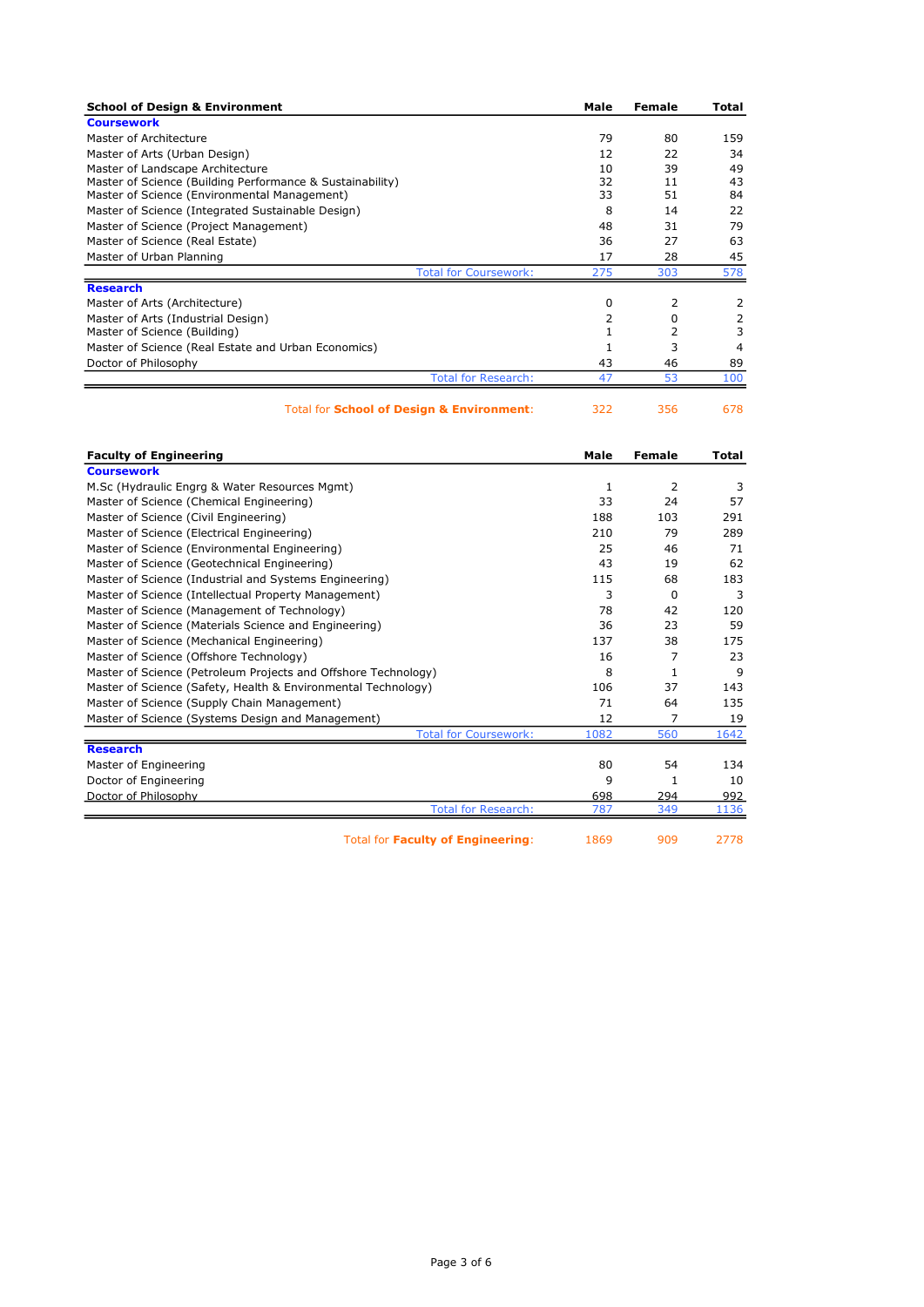| School of Design & Environment | Male | Female | Total |
|---|---|---|---|
| **Coursework** | | | |
| Master of Architecture | 79 | 80 | 159 |
| Master of Arts (Urban Design) | 12 | 22 | 34 |
| Master of Landscape Architecture | 10 | 39 | 49 |
| Master of Science (Building Performance & Sustainability) | 32 | 11 | 43 |
| Master of Science (Environmental Management) | 33 | 51 | 84 |
| Master of Science (Integrated Sustainable Design) | 8 | 14 | 22 |
| Master of Science (Project Management) | 48 | 31 | 79 |
| Master of Science (Real Estate) | 36 | 27 | 63 |
| Master of Urban Planning | 17 | 28 | 45 |
| Total for Coursework: | 275 | 303 | 578 |
| **Research** | | | |
| Master of Arts (Architecture) | 0 | 2 | 2 |
| Master of Arts (Industrial Design) | 2 | 0 | 2 |
| Master of Science (Building) | 1 | 2 | 3 |
| Master of Science (Real Estate and Urban Economics) | 1 | 3 | 4 |
| Doctor of Philosophy | 43 | 46 | 89 |
| Total for Research: | 47 | 53 | 100 |
| Total for **School of Design & Environment**: | 322 | 356 | 678 |

| Faculty of Engineering | Male | Female | Total |
|---|---|---|---|
| **Coursework** | | | |
| M.Sc (Hydraulic Engrg & Water Resources Mgmt) | 1 | 2 | 3 |
| Master of Science (Chemical Engineering) | 33 | 24 | 57 |
| Master of Science (Civil Engineering) | 188 | 103 | 291 |
| Master of Science (Electrical Engineering) | 210 | 79 | 289 |
| Master of Science (Environmental Engineering) | 25 | 46 | 71 |
| Master of Science (Geotechnical Engineering) | 43 | 19 | 62 |
| Master of Science (Industrial and Systems Engineering) | 115 | 68 | 183 |
| Master of Science (Intellectual Property Management) | 3 | 0 | 3 |
| Master of Science (Management of Technology) | 78 | 42 | 120 |
| Master of Science (Materials Science and Engineering) | 36 | 23 | 59 |
| Master of Science (Mechanical Engineering) | 137 | 38 | 175 |
| Master of Science (Offshore Technology) | 16 | 7 | 23 |
| Master of Science (Petroleum Projects and Offshore Technology) | 8 | 1 | 9 |
| Master of Science (Safety, Health & Environmental Technology) | 106 | 37 | 143 |
| Master of Science (Supply Chain Management) | 71 | 64 | 135 |
| Master of Science (Systems Design and Management) | 12 | 7 | 19 |
| Total for Coursework: | 1082 | 560 | 1642 |
| **Research** | | | |
| Master of Engineering | 80 | 54 | 134 |
| Doctor of Engineering | 9 | 1 | 10 |
| Doctor of Philosophy | 698 | 294 | 992 |
| Total for Research: | 787 | 349 | 1136 |
| Total for **Faculty of Engineering**: | 1869 | 909 | 2778 |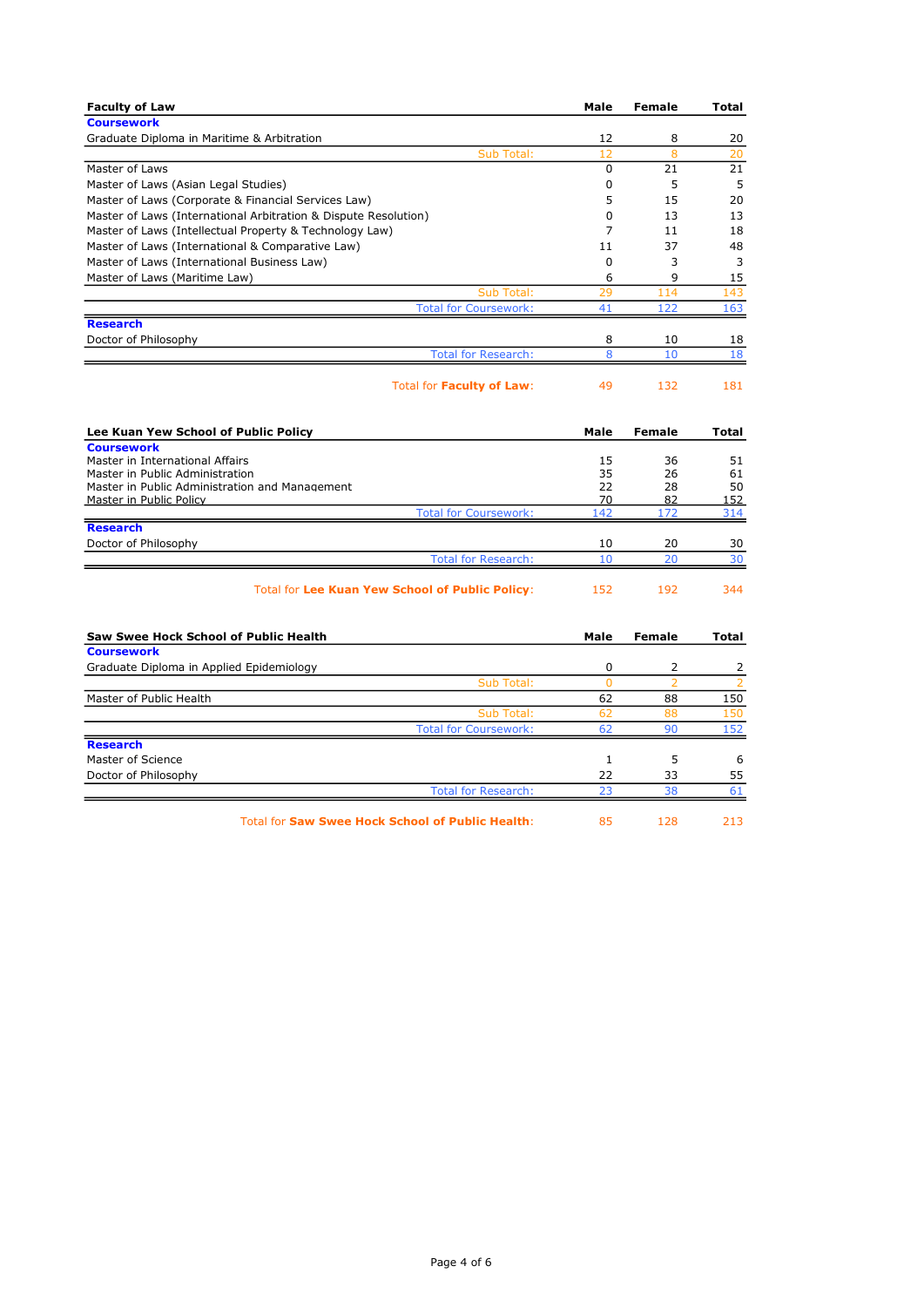| Faculty of Law | Male | Female | Total |
|---|---|---|---|
| **Coursework** | | | |
| Graduate Diploma in Maritime & Arbitration | 12 | 8 | 20 |
| Sub Total: | 12 | 8 | 20 |
| Master of Laws | 0 | 21 | 21 |
| Master of Laws (Asian Legal Studies) | 0 | 5 | 5 |
| Master of Laws (Corporate & Financial Services Law) | 5 | 15 | 20 |
| Master of Laws (International Arbitration & Dispute Resolution) | 0 | 13 | 13 |
| Master of Laws (Intellectual Property & Technology Law) | 7 | 11 | 18 |
| Master of Laws (International & Comparative Law) | 11 | 37 | 48 |
| Master of Laws (International Business Law) | 0 | 3 | 3 |
| Master of Laws (Maritime Law) | 6 | 9 | 15 |
| Sub Total: | 29 | 114 | 143 |
| Total for Coursework: | 41 | 122 | 163 |
| **Research** | | | |
| Doctor of Philosophy | 8 | 10 | 18 |
| Total for Research: | 8 | 10 | 18 |
| Total for **Faculty of Law**: | 49 | 132 | 181 |

| Lee Kuan Yew School of Public Policy | Male | Female | Total |
|---|---|---|---|
| **Coursework** | | | |
| Master in International Affairs | 15 | 36 | 51 |
| Master in Public Administration | 35 | 26 | 61 |
| Master in Public Administration and Management | 22 | 28 | 50 |
| Master in Public Policy | 70 | 82 | 152 |
| Total for Coursework: | 142 | 172 | 314 |
| **Research** | | | |
| Doctor of Philosophy | 10 | 20 | 30 |
| Total for Research: | 10 | 20 | 30 |
| Total for **Lee Kuan Yew School of Public Policy**: | 152 | 192 | 344 |

| Saw Swee Hock School of Public Health | Male | Female | Total |
|---|---|---|---|
| **Coursework** | | | |
| Graduate Diploma in Applied Epidemiology | 0 | 2 | 2 |
| Sub Total: | 0 | 2 | 2 |
| Master of Public Health | 62 | 88 | 150 |
| Sub Total: | 62 | 88 | 150 |
| Total for Coursework: | 62 | 90 | 152 |
| **Research** | | | |
| Master of Science | 1 | 5 | 6 |
| Doctor of Philosophy | 22 | 33 | 55 |
| Total for Research: | 23 | 38 | 61 |
| Total for **Saw Swee Hock School of Public Health**: | 85 | 128 | 213 |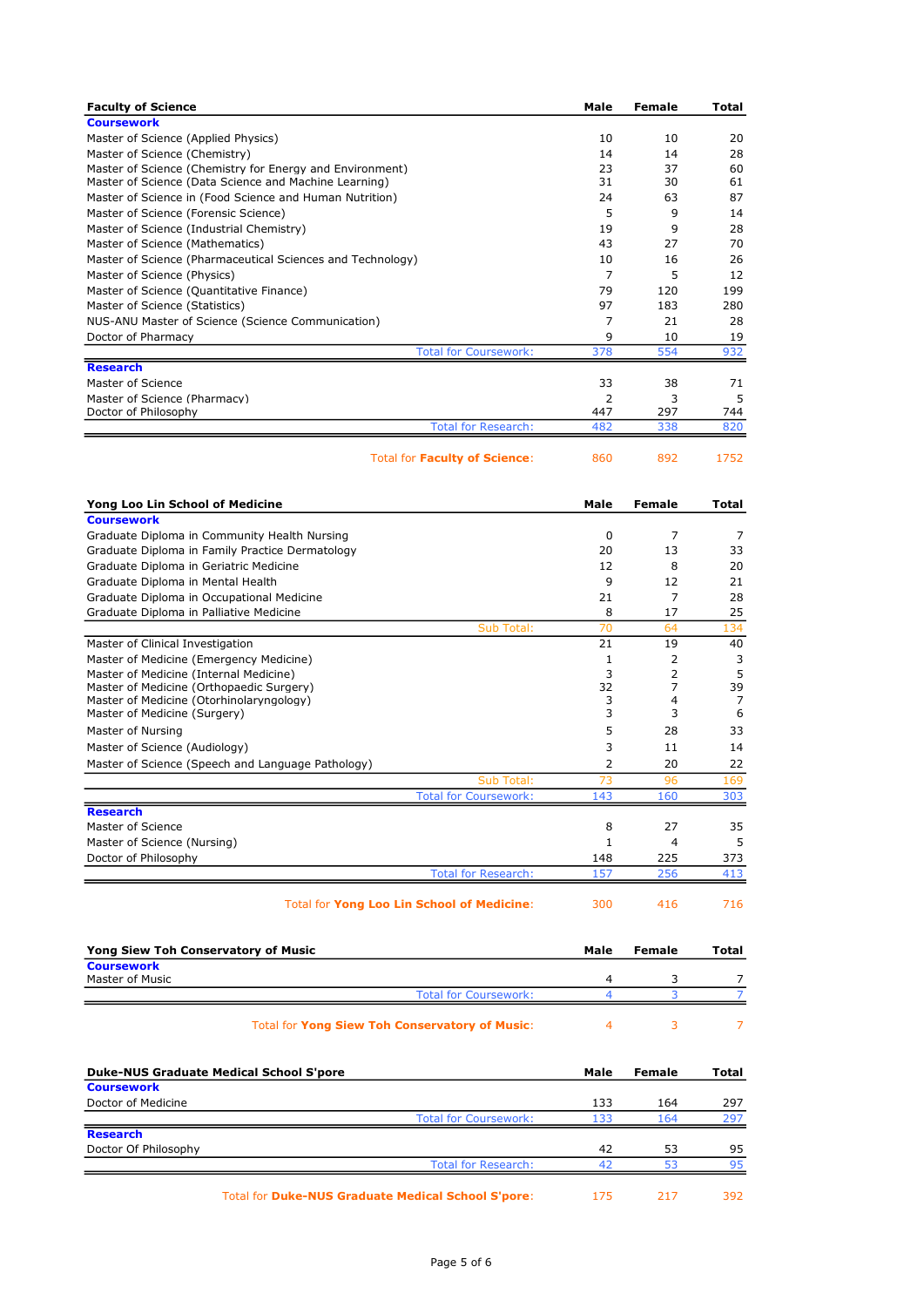| Faculty of Science | Male | Female | Total |
|---|---|---|---|
| **Coursework** | | | |
| Master of Science (Applied Physics) | 10 | 10 | 20 |
| Master of Science (Chemistry) | 14 | 14 | 28 |
| Master of Science (Chemistry for Energy and Environment) | 23 | 37 | 60 |
| Master of Science (Data Science and Machine Learning) | 31 | 30 | 61 |
| Master of Science in (Food Science and Human Nutrition) | 24 | 63 | 87 |
| Master of Science (Forensic Science) | 5 | 9 | 14 |
| Master of Science (Industrial Chemistry) | 19 | 9 | 28 |
| Master of Science (Mathematics) | 43 | 27 | 70 |
| Master of Science (Pharmaceutical Sciences and Technology) | 10 | 16 | 26 |
| Master of Science (Physics) | 7 | 5 | 12 |
| Master of Science (Quantitative Finance) | 79 | 120 | 199 |
| Master of Science (Statistics) | 97 | 183 | 280 |
| NUS-ANU Master of Science (Science Communication) | 7 | 21 | 28 |
| Doctor of Pharmacy | 9 | 10 | 19 |
| Total for Coursework: | 378 | 554 | 932 |
| **Research** | | | |
| Master of Science | 33 | 38 | 71 |
| Master of Science (Pharmacy) | 2 | 3 | 5 |
| Doctor of Philosophy | 447 | 297 | 744 |
| Total for Research: | 482 | 338 | 820 |
| Total for **Faculty of Science**: | 860 | 892 | 1752 |

| Yong Loo Lin School of Medicine | Male | Female | Total |
|---|---|---|---|
| **Coursework** | | | |
| Graduate Diploma in Community Health Nursing | 0 | 7 | 7 |
| Graduate Diploma in Family Practice Dermatology | 20 | 13 | 33 |
| Graduate Diploma in Geriatric Medicine | 12 | 8 | 20 |
| Graduate Diploma in Mental Health | 9 | 12 | 21 |
| Graduate Diploma in Occupational Medicine | 21 | 7 | 28 |
| Graduate Diploma in Palliative Medicine | 8 | 17 | 25 |
| Sub Total: | 70 | 64 | 134 |
| Master of Clinical Investigation | 21 | 19 | 40 |
| Master of Medicine (Emergency Medicine) | 1 | 2 | 3 |
| Master of Medicine (Internal Medicine) | 3 | 2 | 5 |
| Master of Medicine (Orthopaedic Surgery) | 32 | 7 | 39 |
| Master of Medicine (Otorhinolaryngology) | 3 | 4 | 7 |
| Master of Medicine (Surgery) | 3 | 3 | 6 |
| Master of Nursing | 5 | 28 | 33 |
| Master of Science (Audiology) | 3 | 11 | 14 |
| Master of Science (Speech and Language Pathology) | 2 | 20 | 22 |
| Sub Total: | 73 | 96 | 169 |
| Total for Coursework: | 143 | 160 | 303 |
| **Research** | | | |
| Master of Science | 8 | 27 | 35 |
| Master of Science (Nursing) | 1 | 4 | 5 |
| Doctor of Philosophy | 148 | 225 | 373 |
| Total for Research: | 157 | 256 | 413 |
| Total for **Yong Loo Lin School of Medicine**: | 300 | 416 | 716 |

| Yong Siew Toh Conservatory of Music | Male | Female | Total |
|---|---|---|---|
| **Coursework** | | | |
| Master of Music | 4 | 3 | 7 |
| Total for Coursework: | 4 | 3 | 7 |
| Total for **Yong Siew Toh Conservatory of Music**: | 4 | 3 | 7 |

| Duke-NUS Graduate Medical School S'pore | Male | Female | Total |
|---|---|---|---|
| **Coursework** | | | |
| Doctor of Medicine | 133 | 164 | 297 |
| Total for Coursework: | 133 | 164 | 297 |
| **Research** | | | |
| Doctor Of Philosophy | 42 | 53 | 95 |
| Total for Research: | 42 | 53 | 95 |
| Total for **Duke-NUS Graduate Medical School S'pore**: | 175 | 217 | 392 |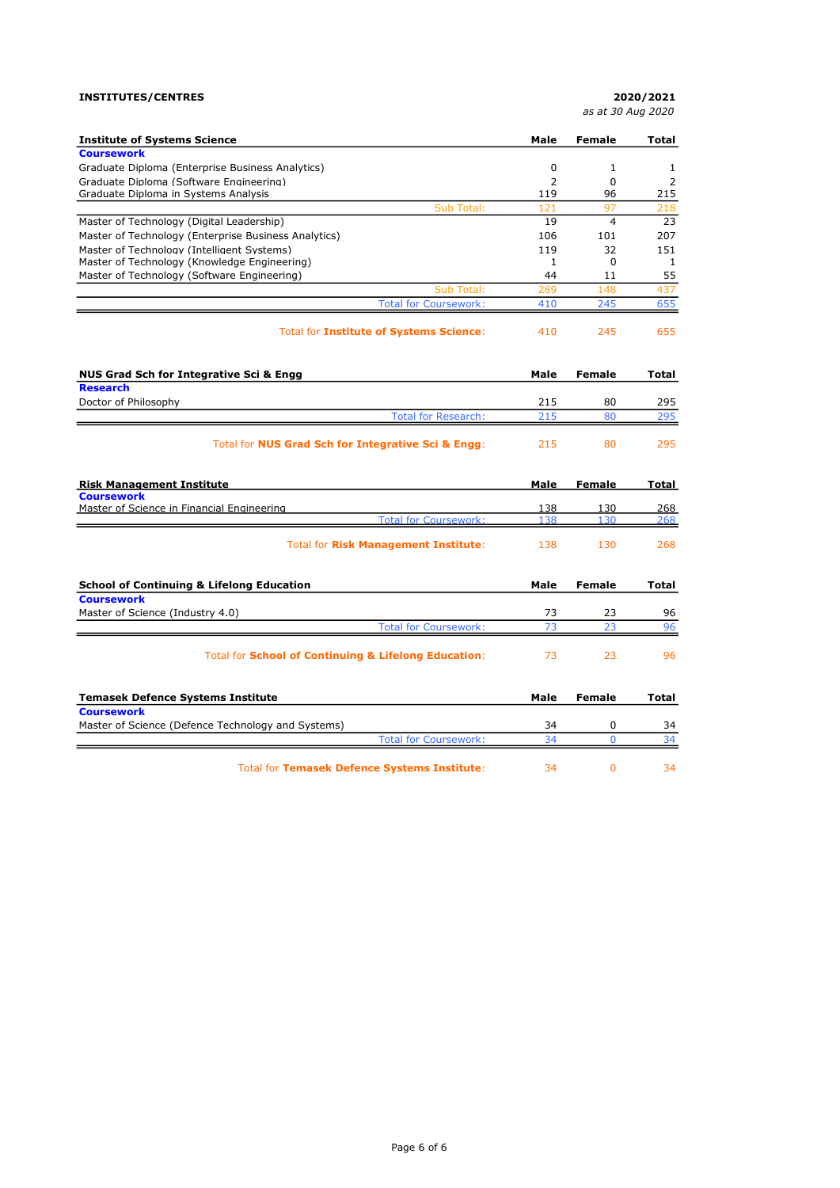**INSTITUTES/CENTRES**

**2020/2021**
*as at 30 Aug 2020*

| Institute of Systems Science | Male | Female | Total |
|---|---|---|---|
| **Coursework** | | | |
| Graduate Diploma (Enterprise Business Analytics) | 0 | 1 | 1 |
| Graduate Diploma (Software Engineering) | 2 | 0 | 2 |
| Graduate Diploma in Systems Analysis | 119 | 96 | 215 |
| Sub Total: | 121 | 97 | 218 |
| Master of Technology (Digital Leadership) | 19 | 4 | 23 |
| Master of Technology (Enterprise Business Analytics) | 106 | 101 | 207 |
| Master of Technology (Intelligent Systems) | 119 | 32 | 151 |
| Master of Technology (Knowledge Engineering) | 1 | 0 | 1 |
| Master of Technology (Software Engineering) | 44 | 11 | 55 |
| Sub Total: | 289 | 148 | 437 |
| Total for Coursework: | 410 | 245 | 655 |
| Total for **Institute of Systems Science**: | 410 | 245 | 655 |

| NUS Grad Sch for Integrative Sci & Engg | Male | Female | Total |
|---|---|---|---|
| **Research** | | | |
| Doctor of Philosophy | 215 | 80 | 295 |
| Total for Research: | 215 | 80 | 295 |
| Total for **NUS Grad Sch for Integrative Sci & Engg**: | 215 | 80 | 295 |

| Risk Management Institute | Male | Female | Total |
|---|---|---|---|
| **Coursework** | | | |
| Master of Science in Financial Engineering | 138 | 130 | 268 |
| Total for Coursework: | 138 | 130 | 268 |
| Total for **Risk Management Institute**: | 138 | 130 | 268 |

| School of Continuing & Lifelong Education | Male | Female | Total |
|---|---|---|---|
| **Coursework** | | | |
| Master of Science (Industry 4.0) | 73 | 23 | 96 |
| Total for Coursework: | 73 | 23 | 96 |
| Total for **School of Continuing & Lifelong Education**: | 73 | 23 | 96 |

| Temasek Defence Systems Institute | Male | Female | Total |
|---|---|---|---|
| **Coursework** | | | |
| Master of Science (Defence Technology and Systems) | 34 | 0 | 34 |
| Total for Coursework: | 34 | 0 | 34 |
| Total for **Temasek Defence Systems Institute**: | 34 | 0 | 34 |